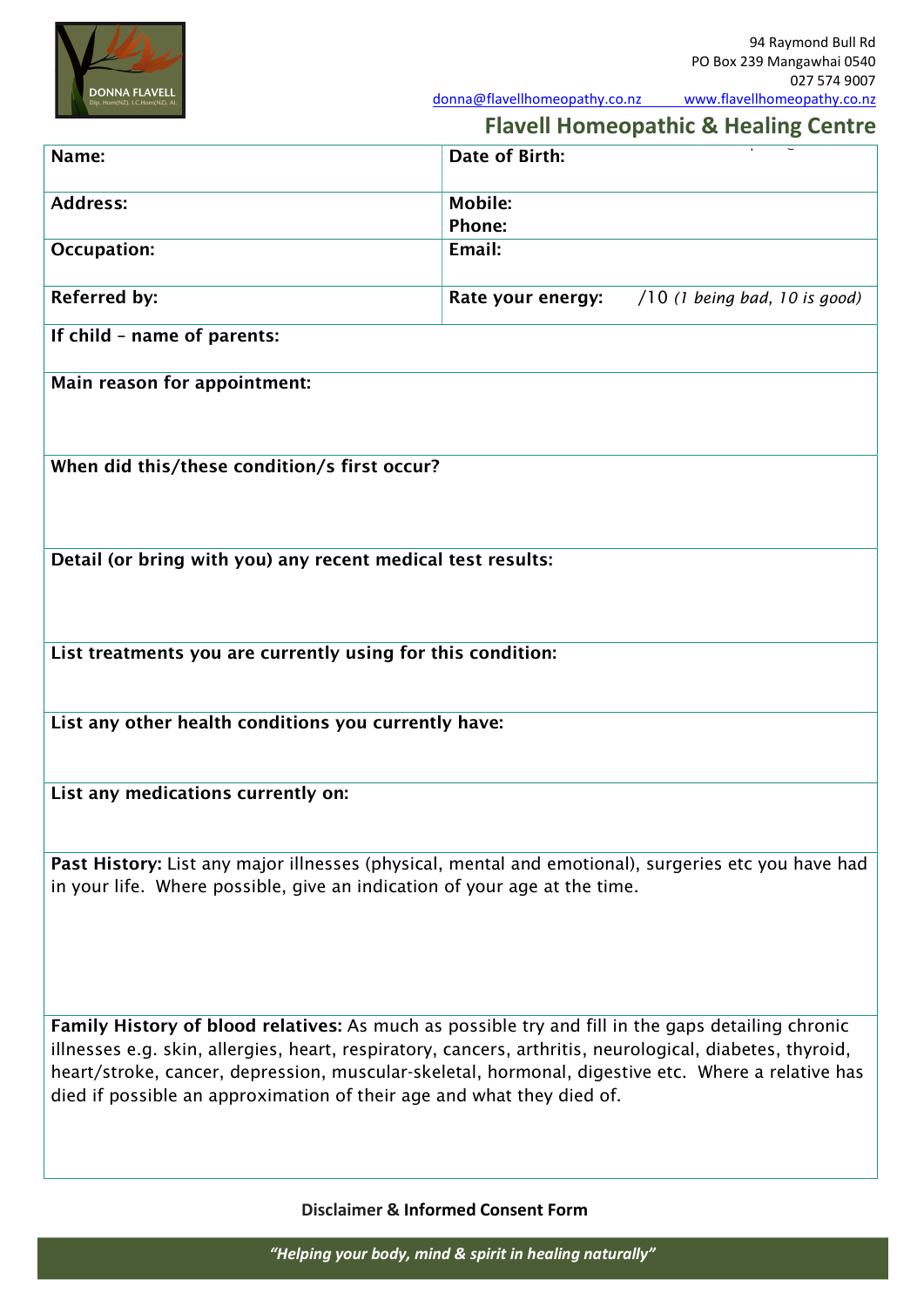DONNA FLAVELL
Dip. Hom(NZ). I.C.Hom(NZ). AI.

94 Raymond Bull Rd
PO Box 239 Mangawhai 0540
027 574 9007
donna@flavellhomeopathy.co.nz www.flavellhomeopathy.co.nz

## Flavell Homeopathic & Healing Centre

| **Name:** | **Date of Birth:** |
|---|---|
| **Address:** | **Mobile:**<br>**Phone:** |
| **Occupation:** | **Email:** |
| **Referred by:** | **Rate your energy:** /10 *(1 being bad, 10 is good)* |

**If child – name of parents:**

**Main reason for appointment:**

**When did this/these condition/s first occur?**

**Detail (or bring with you) any recent medical test results:**

**List treatments you are currently using for this condition:**

**List any other health conditions you currently have:**

**List any medications currently on:**

**Past History:** List any major illnesses (physical, mental and emotional), surgeries etc you have had in your life. Where possible, give an indication of your age at the time.

**Family History of blood relatives:** As much as possible try and fill in the gaps detailing chronic illnesses e.g. skin, allergies, heart, respiratory, cancers, arthritis, neurological, diabetes, thyroid, heart/stroke, cancer, depression, muscular-skeletal, hormonal, digestive etc. Where a relative has died if possible an approximation of their age and what they died of.

**Disclaimer & Informed Consent Form**

*"Helping your body, mind & spirit in healing naturally"*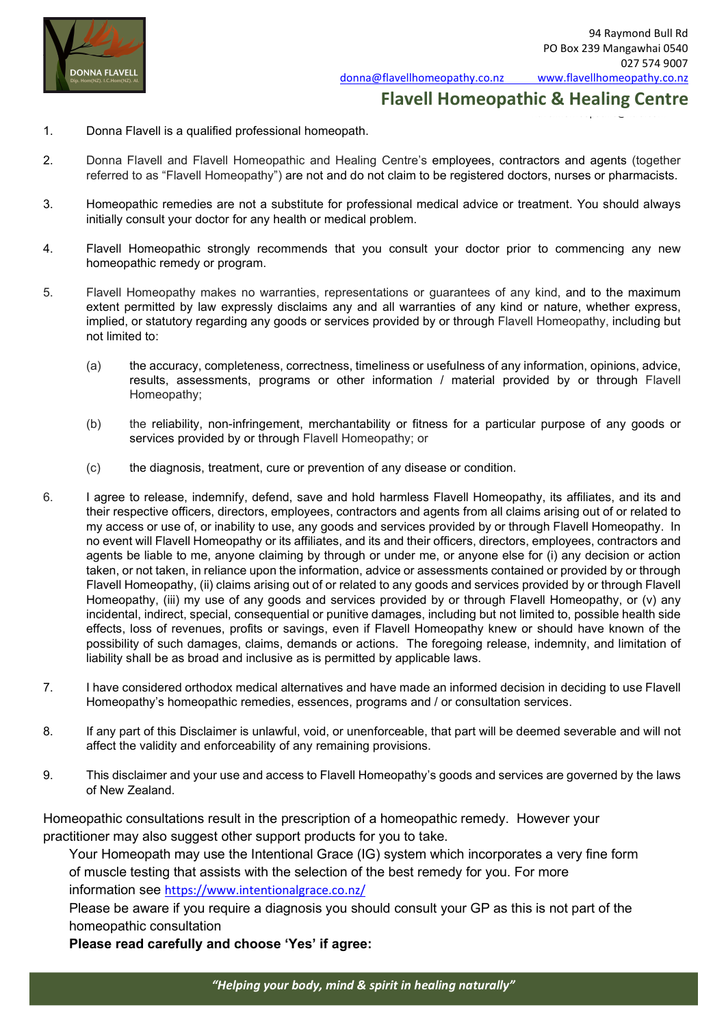94 Raymond Bull Rd
PO Box 239 Mangawhai 0540
027 574 9007
donna@flavellhomeopathy.co.nz www.flavellhomeopathy.co.nz

## Flavell Homeopathic & Healing Centre

1. Donna Flavell is a qualified professional homeopath.

2. Donna Flavell and Flavell Homeopathic and Healing Centre's employees, contractors and agents (together referred to as "Flavell Homeopathy") are not and do not claim to be registered doctors, nurses or pharmacists.

3. Homeopathic remedies are not a substitute for professional medical advice or treatment. You should always initially consult your doctor for any health or medical problem.

4. Flavell Homeopathic strongly recommends that you consult your doctor prior to commencing any new homeopathic remedy or program.

5. Flavell Homeopathy makes no warranties, representations or guarantees of any kind, and to the maximum extent permitted by law expressly disclaims any and all warranties of any kind or nature, whether express, implied, or statutory regarding any goods or services provided by or through Flavell Homeopathy, including but not limited to:

   (a) the accuracy, completeness, correctness, timeliness or usefulness of any information, opinions, advice, results, assessments, programs or other information / material provided by or through Flavell Homeopathy;

   (b) the reliability, non-infringement, merchantability or fitness for a particular purpose of any goods or services provided by or through Flavell Homeopathy; or

   (c) the diagnosis, treatment, cure or prevention of any disease or condition.

6. I agree to release, indemnify, defend, save and hold harmless Flavell Homeopathy, its affiliates, and its and their respective officers, directors, employees, contractors and agents from all claims arising out of or related to my access or use of, or inability to use, any goods and services provided by or through Flavell Homeopathy. In no event will Flavell Homeopathy or its affiliates, and its and their officers, directors, employees, contractors and agents be liable to me, anyone claiming by through or under me, or anyone else for (i) any decision or action taken, or not taken, in reliance upon the information, advice or assessments contained or provided by or through Flavell Homeopathy, (ii) claims arising out of or related to any goods and services provided by or through Flavell Homeopathy, (iii) my use of any goods and services provided by or through Flavell Homeopathy, or (v) any incidental, indirect, special, consequential or punitive damages, including but not limited to, possible health side effects, loss of revenues, profits or savings, even if Flavell Homeopathy knew or should have known of the possibility of such damages, claims, demands or actions. The foregoing release, indemnity, and limitation of liability shall be as broad and inclusive as is permitted by applicable laws.

7. I have considered orthodox medical alternatives and have made an informed decision in deciding to use Flavell Homeopathy's homeopathic remedies, essences, programs and / or consultation services.

8. If any part of this Disclaimer is unlawful, void, or unenforceable, that part will be deemed severable and will not affect the validity and enforceability of any remaining provisions.

9. This disclaimer and your use and access to Flavell Homeopathy's goods and services are governed by the laws of New Zealand.

Homeopathic consultations result in the prescription of a homeopathic remedy. However your practitioner may also suggest other support products for you to take.

Your Homeopath may use the Intentional Grace (IG) system which incorporates a very fine form of muscle testing that assists with the selection of the best remedy for you. For more information see https://www.intentionalgrace.co.nz/

Please be aware if you require a diagnosis you should consult your GP as this is not part of the homeopathic consultation

**Please read carefully and choose 'Yes' if agree:**

*"Helping your body, mind & spirit in healing naturally"*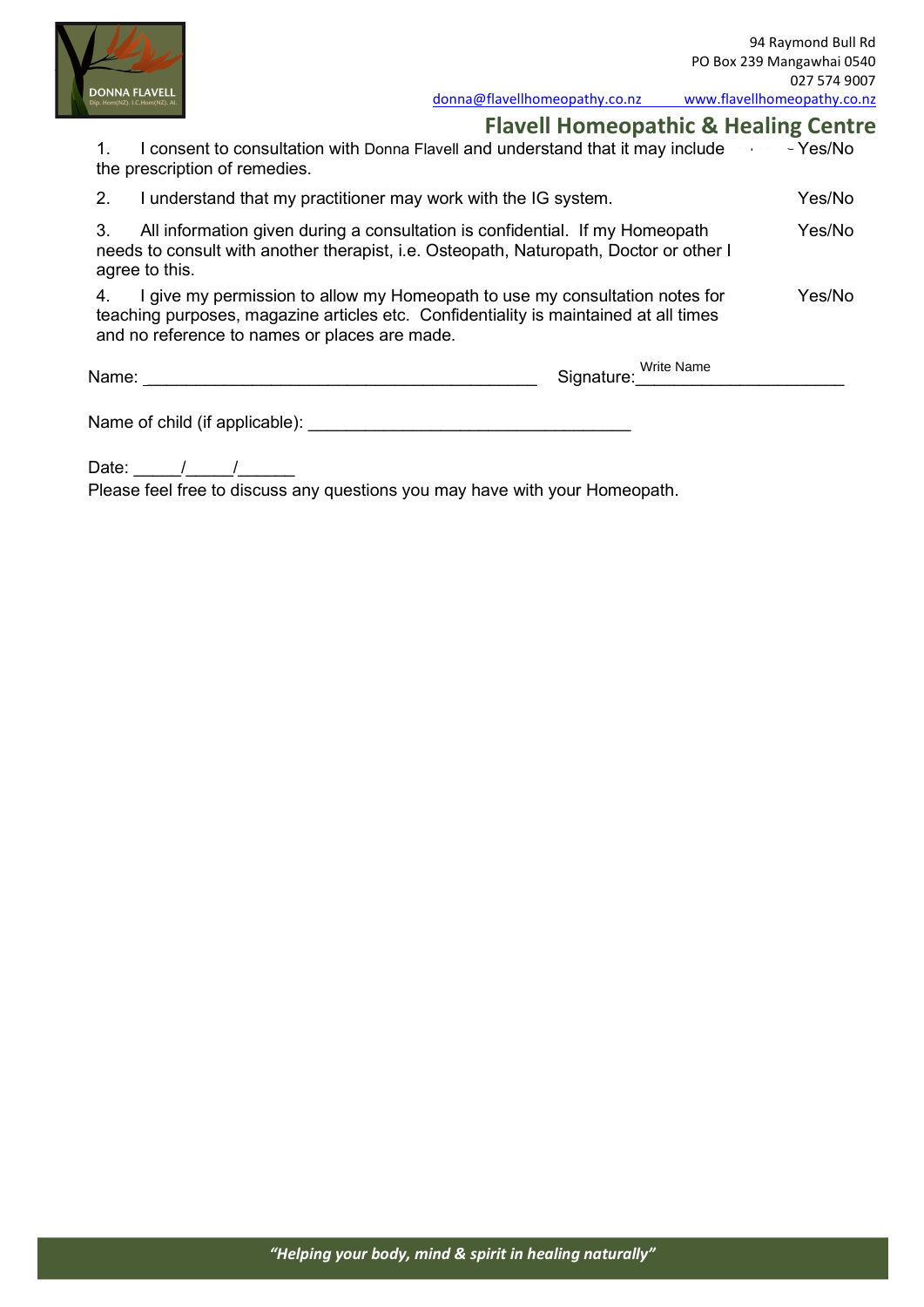94 Raymond Bull Rd
PO Box 239 Mangawhai 0540
027 574 9007
donna@flavellhomeopathy.co.nz www.flavellhomeopathy.co.nz

## Flavell Homeopathic & Healing Centre

1. I consent to consultation with Donna Flavell and understand that it may include the prescription of remedies. Yes/No

2. I understand that my practitioner may work with the IG system. Yes/No

3. All information given during a consultation is confidential. If my Homeopath needs to consult with another therapist, i.e. Osteopath, Naturopath, Doctor or other I agree to this. Yes/No

4. I give my permission to allow my Homeopath to use my consultation notes for teaching purposes, magazine articles etc. Confidentiality is maintained at all times and no reference to names or places are made. Yes/No

Name: ________________________________________ Signature: Write Name ______________________

Name of child (if applicable): ________________________________

Date: _____/_____/______

Please feel free to discuss any questions you may have with your Homeopath.

*"Helping your body, mind & spirit in healing naturally"*